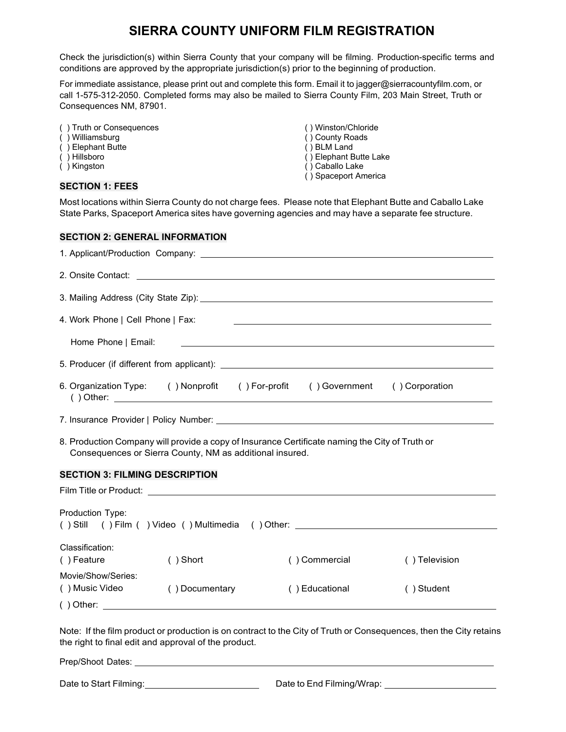# SIERRA COUNTY UNIFORM FILM REGISTRATION

Check the jurisdiction(s) within Sierra County that your company will be filming. Production-specific terms and conditions are approved by the appropriate jurisdiction(s) prior to the beginning of production.

For immediate assistance, please print out and complete this form. Email it to jagger@sierracountyfilm.com, or call 1-575-312-2050. Completed forms may also be mailed to Sierra County Film, 203 Main Street, Truth or Consequences NM, 87901.

( ) Truth or Consequences
( ) Williamsburg
( ) Elephant Butte
( ) Hillsboro
( ) Kingston
( ) Winston/Chloride
( ) County Roads
( ) BLM Land
( ) Elephant Butte Lake
( ) Caballo Lake
( ) Spaceport America

## SECTION 1: FEES

Most locations within Sierra County do not charge fees. Please note that Elephant Butte and Caballo Lake State Parks, Spaceport America sites have governing agencies and may have a separate fee structure.

## SECTION 2: GENERAL INFORMATION

1. Applicant/Production Company: ____________________

2. Onsite Contact: ____________________

3. Mailing Address (City State Zip): ____________________

4. Work Phone | Cell Phone | Fax: ____________________

   Home Phone | Email: ____________________

5. Producer (if different from applicant): ____________________

6. Organization Type: ( ) Nonprofit ( ) For-profit ( ) Government ( ) Corporation
   ( ) Other: ____________________

7. Insurance Provider | Policy Number: ____________________

8. Production Company will provide a copy of Insurance Certificate naming the City of Truth or Consequences or Sierra County, NM as additional insured.

## SECTION 3: FILMING DESCRIPTION

Film Title or Product: ____________________

Production Type:
( ) Still ( ) Film ( ) Video ( ) Multimedia ( ) Other: ____________________

Classification:
( ) Feature ( ) Short ( ) Commercial ( ) Television
Movie/Show/Series:
( ) Music Video ( ) Documentary ( ) Educational ( ) Student
( ) Other: ____________________

Note: If the film product or production is on contract to the City of Truth or Consequences, then the City retains the right to final edit and approval of the product.

Prep/Shoot Dates: ____________________

Date to Start Filming: ____________________ Date to End Filming/Wrap: ____________________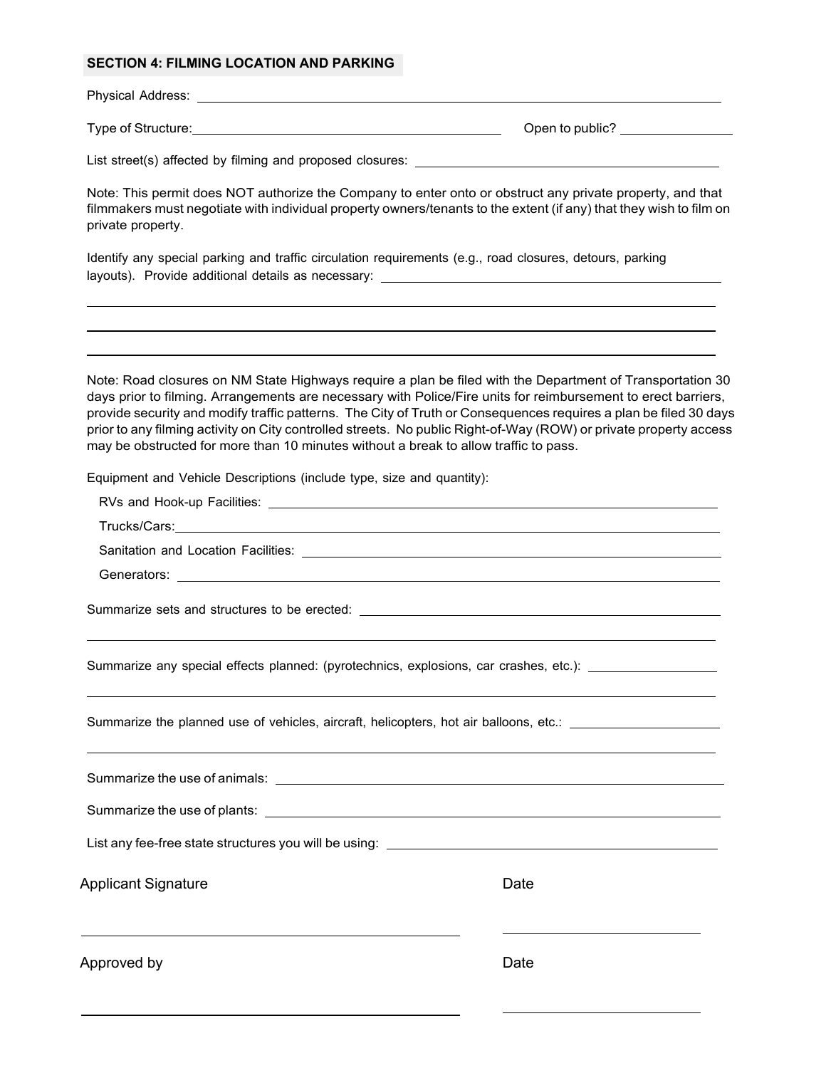## SECTION 4: FILMING LOCATION AND PARKING

Physical Address: ______________________________________________

Type of Structure: ______________________________ Open to public? ____________

List street(s) affected by filming and proposed closures: ______________________________

Note: This permit does NOT authorize the Company to enter onto or obstruct any private property, and that filmmakers must negotiate with individual property owners/tenants to the extent (if any) that they wish to film on private property.

Identify any special parking and traffic circulation requirements (e.g., road closures, detours, parking layouts). Provide additional details as necessary: ______________________________

______________________________________________

______________________________________________

______________________________________________

Note: Road closures on NM State Highways require a plan be filed with the Department of Transportation 30 days prior to filming. Arrangements are necessary with Police/Fire units for reimbursement to erect barriers, provide security and modify traffic patterns. The City of Truth or Consequences requires a plan be filed 30 days prior to any filming activity on City controlled streets. No public Right-of-Way (ROW) or private property access may be obstructed for more than 10 minutes without a break to allow traffic to pass.

Equipment and Vehicle Descriptions (include type, size and quantity):

- RVs and Hook-up Facilities: ______________________________
- Trucks/Cars: ______________________________
- Sanitation and Location Facilities: ______________________________
- Generators: ______________________________

Summarize sets and structures to be erected: ______________________________

______________________________________________

Summarize any special effects planned: (pyrotechnics, explosions, car crashes, etc.): ____________

______________________________________________

Summarize the planned use of vehicles, aircraft, helicopters, hot air balloons, etc.: ____________

______________________________________________

Summarize the use of animals: ______________________________

Summarize the use of plants: ______________________________

List any fee-free state structures you will be using: ______________________________

Applicant Signature ______________________________ Date ____________

Approved by ______________________________ Date ____________